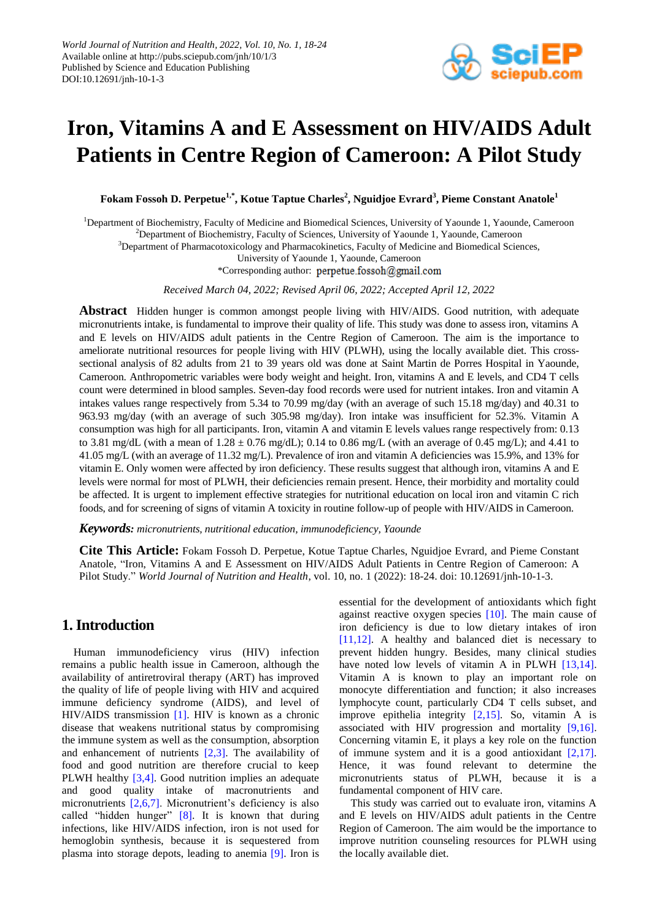# Iron, Vitamins A and E Assessment on HIV/AIDS Adult Patients in Centre Region of Cameroon: A Pilot Study

**Fokam Fossoh D. Perpetue[1,*], Kotue Taptue Charles[2], Nguidjoe Evrard[3], Pieme Constant Anatole[1]**

[1]Department of Biochemistry, Faculty of Medicine and Biomedical Sciences, University of Yaounde 1, Yaounde, Cameroon
[2]Department of Biochemistry, Faculty of Sciences, University of Yaounde 1, Yaounde, Cameroon
[3]Department of Pharmacotoxicology and Pharmacokinetics, Faculty of Medicine and Biomedical Sciences, University of Yaounde 1, Yaounde, Cameroon
*Corresponding author: perpetue.fossoh@gmail.com

*Received March 04, 2022; Revised April 06, 2022; Accepted April 12, 2022*

**Abstract** Hidden hunger is common amongst people living with HIV/AIDS. Good nutrition, with adequate micronutrients intake, is fundamental to improve their quality of life. This study was done to assess iron, vitamins A and E levels on HIV/AIDS adult patients in the Centre Region of Cameroon. The aim is the importance to ameliorate nutritional resources for people living with HIV (PLWH), using the locally available diet. This cross-sectional analysis of 82 adults from 21 to 39 years old was done at Saint Martin de Porres Hospital in Yaounde, Cameroon. Anthropometric variables were body weight and height. Iron, vitamins A and E levels, and CD4 T cells count were determined in blood samples. Seven-day food records were used for nutrient intakes. Iron and vitamin A intakes values range respectively from 5.34 to 70.99 mg/day (with an average of such 15.18 mg/day) and 40.31 to 963.93 mg/day (with an average of such 305.98 mg/day). Iron intake was insufficient for 52.3%. Vitamin A consumption was high for all participants. Iron, vitamin A and vitamin E levels values range respectively from: 0.13 to 3.81 mg/dL (with a mean of 1.28 ± 0.76 mg/dL); 0.14 to 0.86 mg/L (with an average of 0.45 mg/L); and 4.41 to 41.05 mg/L (with an average of 11.32 mg/L). Prevalence of iron and vitamin A deficiencies was 15.9%, and 13% for vitamin E. Only women were affected by iron deficiency. These results suggest that although iron, vitamins A and E levels were normal for most of PLWH, their deficiencies remain present. Hence, their morbidity and mortality could be affected. It is urgent to implement effective strategies for nutritional education on local iron and vitamin C rich foods, and for screening of signs of vitamin A toxicity in routine follow-up of people with HIV/AIDS in Cameroon.

***Keywords:*** *micronutrients, nutritional education, immunodeficiency, Yaounde*

**Cite This Article:** Fokam Fossoh D. Perpetue, Kotue Taptue Charles, Nguidjoe Evrard, and Pieme Constant Anatole, "Iron, Vitamins A and E Assessment on HIV/AIDS Adult Patients in Centre Region of Cameroon: A Pilot Study." *World Journal of Nutrition and Health*, vol. 10, no. 1 (2022): 18-24. doi: 10.12691/jnh-10-1-3.

## 1. Introduction

Human immunodeficiency virus (HIV) infection remains a public health issue in Cameroon, although the availability of antiretroviral therapy (ART) has improved the quality of life of people living with HIV and acquired immune deficiency syndrome (AIDS), and level of HIV/AIDS transmission [1]. HIV is known as a chronic disease that weakens nutritional status by compromising the immune system as well as the consumption, absorption and enhancement of nutrients [2,3]. The availability of food and good nutrition are therefore crucial to keep PLWH healthy [3,4]. Good nutrition implies an adequate and good quality intake of macronutrients and micronutrients [2,6,7]. Micronutrient's deficiency is also called "hidden hunger" [8]. It is known that during infections, like HIV/AIDS infection, iron is not used for hemoglobin synthesis, because it is sequestered from plasma into storage depots, leading to anemia [9]. Iron is essential for the development of antioxidants which fight against reactive oxygen species [10]. The main cause of iron deficiency is due to low dietary intakes of iron [11,12]. A healthy and balanced diet is necessary to prevent hidden hungry. Besides, many clinical studies have noted low levels of vitamin A in PLWH [13,14]. Vitamin A is known to play an important role on monocyte differentiation and function; it also increases lymphocyte count, particularly CD4 T cells subset, and improve epithelia integrity [2,15]. So, vitamin A is associated with HIV progression and mortality [9,16]. Concerning vitamin E, it plays a key role on the function of immune system and it is a good antioxidant [2,17]. Hence, it was found relevant to determine the micronutrients status of PLWH, because it is a fundamental component of HIV care.

This study was carried out to evaluate iron, vitamins A and E levels on HIV/AIDS adult patients in the Centre Region of Cameroon. The aim would be the importance to improve nutrition counseling resources for PLWH using the locally available diet.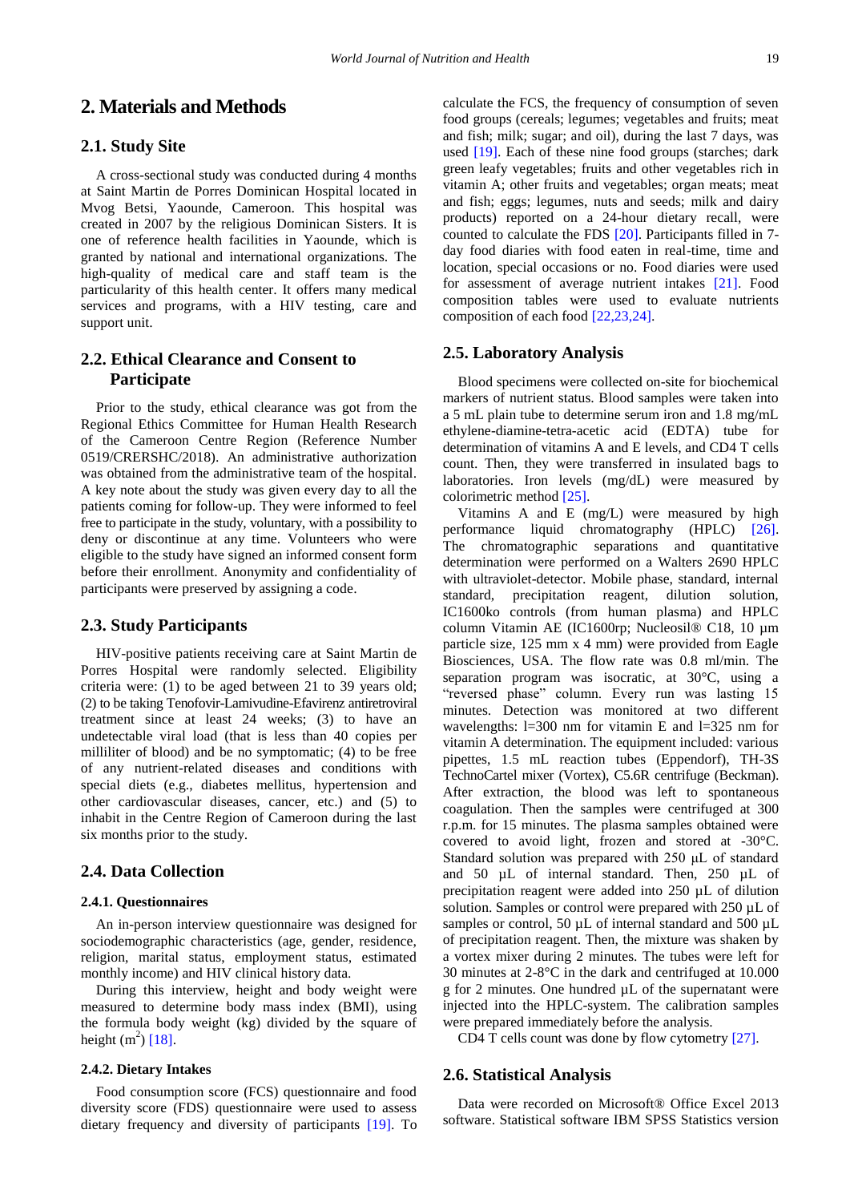## 2. Materials and Methods

### 2.1. Study Site

A cross-sectional study was conducted during 4 months at Saint Martin de Porres Dominican Hospital located in Mvog Betsi, Yaounde, Cameroon. This hospital was created in 2007 by the religious Dominican Sisters. It is one of reference health facilities in Yaounde, which is granted by national and international organizations. The high-quality of medical care and staff team is the particularity of this health center. It offers many medical services and programs, with a HIV testing, care and support unit.

### 2.2. Ethical Clearance and Consent to Participate

Prior to the study, ethical clearance was got from the Regional Ethics Committee for Human Health Research of the Cameroon Centre Region (Reference Number 0519/CRERSHC/2018). An administrative authorization was obtained from the administrative team of the hospital. A key note about the study was given every day to all the patients coming for follow-up. They were informed to feel free to participate in the study, voluntary, with a possibility to deny or discontinue at any time. Volunteers who were eligible to the study have signed an informed consent form before their enrollment. Anonymity and confidentiality of participants were preserved by assigning a code.

### 2.3. Study Participants

HIV-positive patients receiving care at Saint Martin de Porres Hospital were randomly selected. Eligibility criteria were: (1) to be aged between 21 to 39 years old; (2) to be taking Tenofovir-Lamivudine-Efavirenz antiretroviral treatment since at least 24 weeks; (3) to have an undetectable viral load (that is less than 40 copies per milliliter of blood) and be no symptomatic; (4) to be free of any nutrient-related diseases and conditions with special diets (e.g., diabetes mellitus, hypertension and other cardiovascular diseases, cancer, etc.) and (5) to inhabit in the Centre Region of Cameroon during the last six months prior to the study.

### 2.4. Data Collection

#### 2.4.1. Questionnaires

An in-person interview questionnaire was designed for sociodemographic characteristics (age, gender, residence, religion, marital status, employment status, estimated monthly income) and HIV clinical history data.

During this interview, height and body weight were measured to determine body mass index (BMI), using the formula body weight (kg) divided by the square of height ($m^2$) [18].

#### 2.4.2. Dietary Intakes

Food consumption score (FCS) questionnaire and food diversity score (FDS) questionnaire were used to assess dietary frequency and diversity of participants [19]. To calculate the FCS, the frequency of consumption of seven food groups (cereals; legumes; vegetables and fruits; meat and fish; milk; sugar; and oil), during the last 7 days, was used [19]. Each of these nine food groups (starches; dark green leafy vegetables; fruits and other vegetables rich in vitamin A; other fruits and vegetables; organ meats; meat and fish; eggs; legumes, nuts and seeds; milk and dairy products) reported on a 24-hour dietary recall, were counted to calculate the FDS [20]. Participants filled in 7-day food diaries with food eaten in real-time, time and location, special occasions or no. Food diaries were used for assessment of average nutrient intakes [21]. Food composition tables were used to evaluate nutrients composition of each food [22,23,24].

### 2.5. Laboratory Analysis

Blood specimens were collected on-site for biochemical markers of nutrient status. Blood samples were taken into a 5 mL plain tube to determine serum iron and 1.8 mg/mL ethylene-diamine-tetra-acetic acid (EDTA) tube for determination of vitamins A and E levels, and CD4 T cells count. Then, they were transferred in insulated bags to laboratories. Iron levels (mg/dL) were measured by colorimetric method [25].

Vitamins A and E (mg/L) were measured by high performance liquid chromatography (HPLC) [26]. The chromatographic separations and quantitative determination were performed on a Walters 2690 HPLC with ultraviolet-detector. Mobile phase, standard, internal standard, precipitation reagent, dilution solution, IC1600ko controls (from human plasma) and HPLC column Vitamin AE (IC1600rp; Nucleosil® C18, 10 µm particle size, 125 mm x 4 mm) were provided from Eagle Biosciences, USA. The flow rate was 0.8 ml/min. The separation program was isocratic, at 30°C, using a "reversed phase" column. Every run was lasting 15 minutes. Detection was monitored at two different wavelengths: l=300 nm for vitamin E and l=325 nm for vitamin A determination. The equipment included: various pipettes, 1.5 mL reaction tubes (Eppendorf), TH-3S TechnoCartel mixer (Vortex), C5.6R centrifuge (Beckman). After extraction, the blood was left to spontaneous coagulation. Then the samples were centrifuged at 300 r.p.m. for 15 minutes. The plasma samples obtained were covered to avoid light, frozen and stored at -30°C. Standard solution was prepared with 250 µL of standard and 50 µL of internal standard. Then, 250 µL of precipitation reagent were added into 250 µL of dilution solution. Samples or control were prepared with 250 µL of samples or control, 50 µL of internal standard and 500 µL of precipitation reagent. Then, the mixture was shaken by a vortex mixer during 2 minutes. The tubes were left for 30 minutes at 2-8°C in the dark and centrifuged at 10.000 g for 2 minutes. One hundred µL of the supernatant were injected into the HPLC-system. The calibration samples were prepared immediately before the analysis.

CD4 T cells count was done by flow cytometry [27].

### 2.6. Statistical Analysis

Data were recorded on Microsoft® Office Excel 2013 software. Statistical software IBM SPSS Statistics version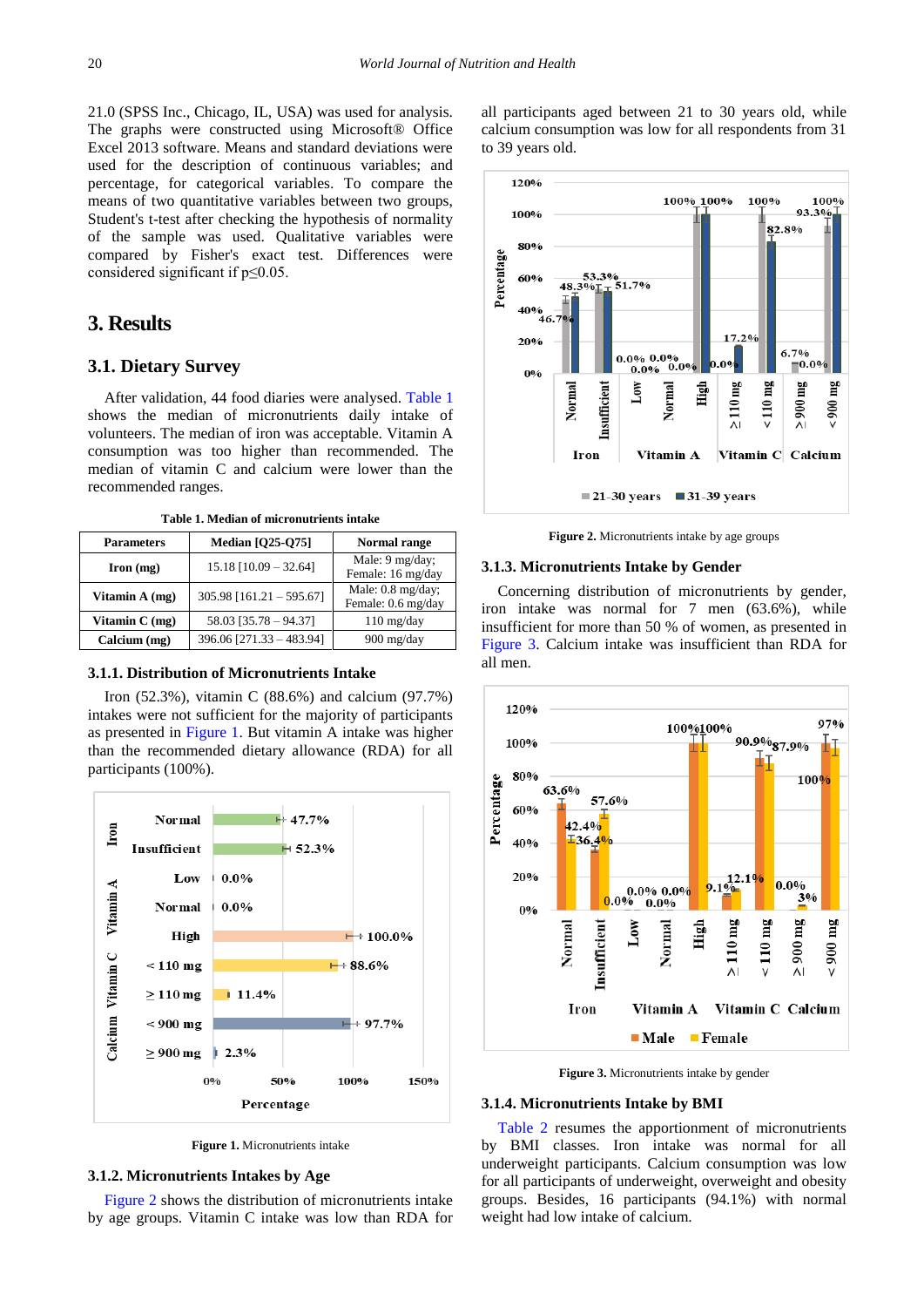21.0 (SPSS Inc., Chicago, IL, USA) was used for analysis. The graphs were constructed using Microsoft® Office Excel 2013 software. Means and standard deviations were used for the description of continuous variables; and percentage, for categorical variables. To compare the means of two quantitative variables between two groups, Student's t-test after checking the hypothesis of normality of the sample was used. Qualitative variables were compared by Fisher's exact test. Differences were considered significant if $p \leq 0.05$.

## 3. Results

### 3.1. Dietary Survey

After validation, 44 food diaries were analysed. Table 1 shows the median of micronutrients daily intake of volunteers. The median of iron was acceptable. Vitamin A consumption was too higher than recommended. The median of vitamin C and calcium were lower than the recommended ranges.

**Table 1. Median of micronutrients intake**

| Parameters | Median [Q25-Q75] | Normal range |
|---|---|---|
| Iron (mg) | 15.18 [10.09 – 32.64] | Male: 9 mg/day; Female: 16 mg/day |
| Vitamin A (mg) | 305.98 [161.21 – 595.67] | Male: 0.8 mg/day; Female: 0.6 mg/day |
| Vitamin C (mg) | 58.03 [35.78 – 94.37] | 110 mg/day |
| Calcium (mg) | 396.06 [271.33 – 483.94] | 900 mg/day |

#### 3.1.1. Distribution of Micronutrients Intake

Iron (52.3%), vitamin C (88.6%) and calcium (97.7%) intakes were not sufficient for the majority of participants as presented in Figure 1. But vitamin A intake was higher than the recommended dietary allowance (RDA) for all participants (100%).

**Figure 1.** Micronutrients intake

#### 3.1.2. Micronutrients Intakes by Age

Figure 2 shows the distribution of micronutrients intake by age groups. Vitamin C intake was low than RDA for all participants aged between 21 to 30 years old, while calcium consumption was low for all respondents from 31 to 39 years old.

**Figure 2.** Micronutrients intake by age groups

#### 3.1.3. Micronutrients Intake by Gender

Concerning distribution of micronutrients by gender, iron intake was normal for 7 men (63.6%), while insufficient for more than 50 % of women, as presented in Figure 3. Calcium intake was insufficient than RDA for all men.

**Figure 3.** Micronutrients intake by gender

#### 3.1.4. Micronutrients Intake by BMI

Table 2 resumes the apportionment of micronutrients by BMI classes. Iron intake was normal for all underweight participants. Calcium consumption was low for all participants of underweight, overweight and obesity groups. Besides, 16 participants (94.1%) with normal weight had low intake of calcium.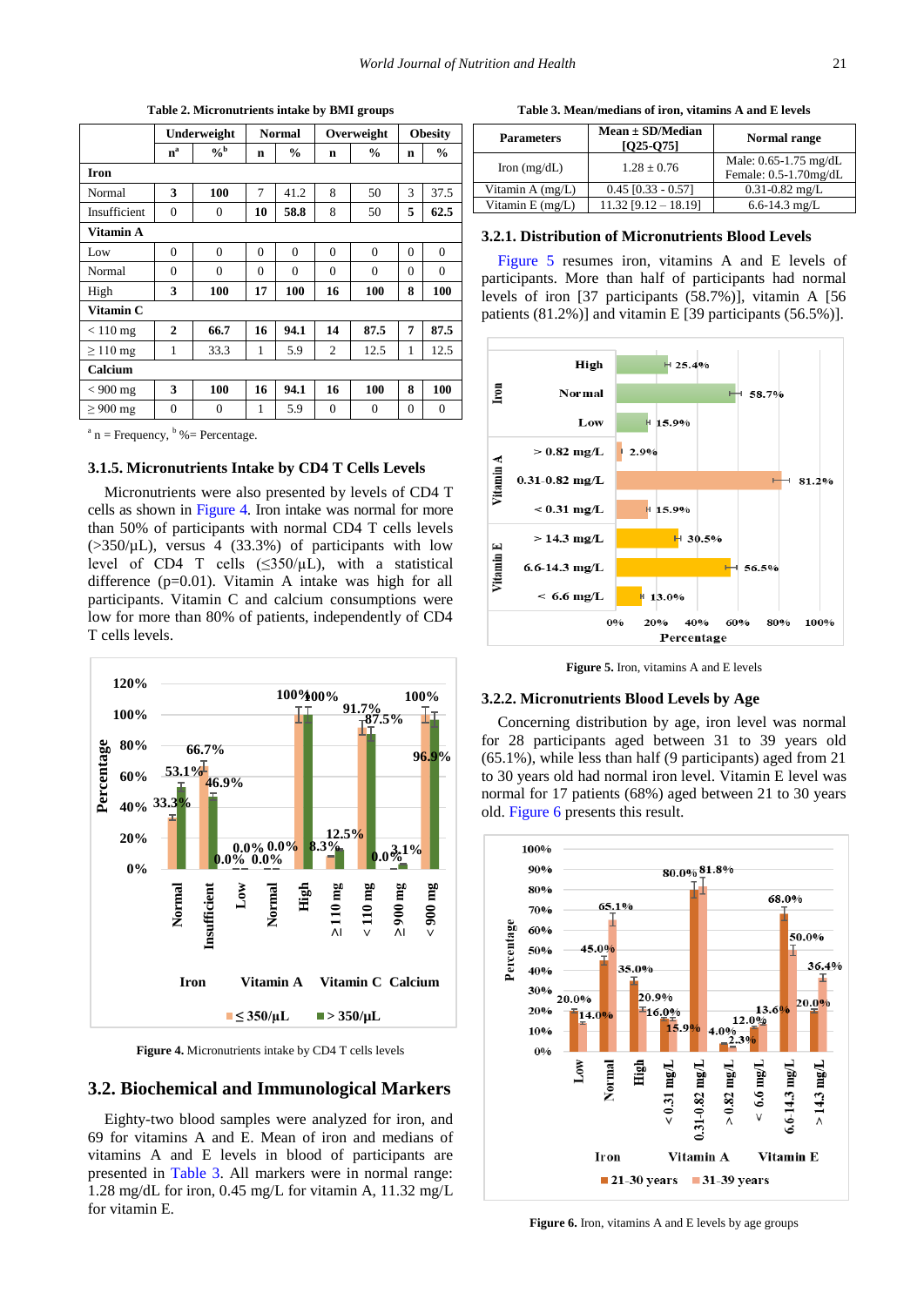Table 2. Micronutrients intake by BMI groups

| | Underweight | | Normal | | Overweight | | Obesity | |
|---|---|---|---|---|---|---|---|---|
| | n[a] | %[b] | n | % | n | % | n | % |
| **Iron** | | | | | | | | |
| Normal | **3** | **100** | 7 | 41.2 | 8 | 50 | 3 | 37.5 |
| Insufficient | 0 | 0 | **10** | **58.8** | 8 | 50 | **5** | **62.5** |
| **Vitamin A** | | | | | | | | |
| Low | 0 | 0 | 0 | 0 | 0 | 0 | 0 | 0 |
| Normal | 0 | 0 | 0 | 0 | 0 | 0 | 0 | 0 |
| High | **3** | **100** | **17** | **100** | **16** | **100** | **8** | **100** |
| **Vitamin C** | | | | | | | | |
| < 110 mg | **2** | **66.7** | **16** | **94.1** | **14** | **87.5** | **7** | **87.5** |
| ≥ 110 mg | 1 | 33.3 | 1 | 5.9 | 2 | 12.5 | 1 | 12.5 |
| **Calcium** | | | | | | | | |
| < 900 mg | **3** | **100** | **16** | **94.1** | **16** | **100** | **8** | **100** |
| ≥ 900 mg | 0 | 0 | 1 | 5.9 | 0 | 0 | 0 | 0 |

[a] n = Frequency, [b] %= Percentage.

### 3.1.5. Micronutrients Intake by CD4 T Cells Levels

Micronutrients were also presented by levels of CD4 T cells as shown in Figure 4. Iron intake was normal for more than 50% of participants with normal CD4 T cells levels (>350/µL), versus 4 (33.3%) of participants with low level of CD4 T cells (≤350/µL), with a statistical difference (p=0.01). Vitamin A intake was high for all participants. Vitamin C and calcium consumptions were low for more than 80% of patients, independently of CD4 T cells levels.

**Figure 4.** Micronutrients intake by CD4 T cells levels

## 3.2. Biochemical and Immunological Markers

Eighty-two blood samples were analyzed for iron, and 69 for vitamins A and E. Mean of iron and medians of vitamins A and E levels in blood of participants are presented in Table 3. All markers were in normal range: 1.28 mg/dL for iron, 0.45 mg/L for vitamin A, 11.32 mg/L for vitamin E.

Table 3. Mean/medians of iron, vitamins A and E levels

| Parameters | Mean ± SD/Median [Q25-Q75] | Normal range |
|---|---|---|
| Iron (mg/dL) | 1.28 ± 0.76 | Male: 0.65-1.75 mg/dL<br>Female: 0.5-1.70mg/dL |
| Vitamin A (mg/L) | 0.45 [0.33 - 0.57] | 0.31-0.82 mg/L |
| Vitamin E (mg/L) | 11.32 [9.12 – 18.19] | 6.6-14.3 mg/L |

#### 3.2.1. Distribution of Micronutrients Blood Levels

Figure 5 resumes iron, vitamins A and E levels of participants. More than half of participants had normal levels of iron [37 participants (58.7%)], vitamin A [56 patients (81.2%)] and vitamin E [39 participants (56.5%)].

**Figure 5.** Iron, vitamins A and E levels

#### 3.2.2. Micronutrients Blood Levels by Age

Concerning distribution by age, iron level was normal for 28 participants aged between 31 to 39 years old (65.1%), while less than half (9 participants) aged from 21 to 30 years old had normal iron level. Vitamin E level was normal for 17 patients (68%) aged between 21 to 30 years old. Figure 6 presents this result.

**Figure 6.** Iron, vitamins A and E levels by age groups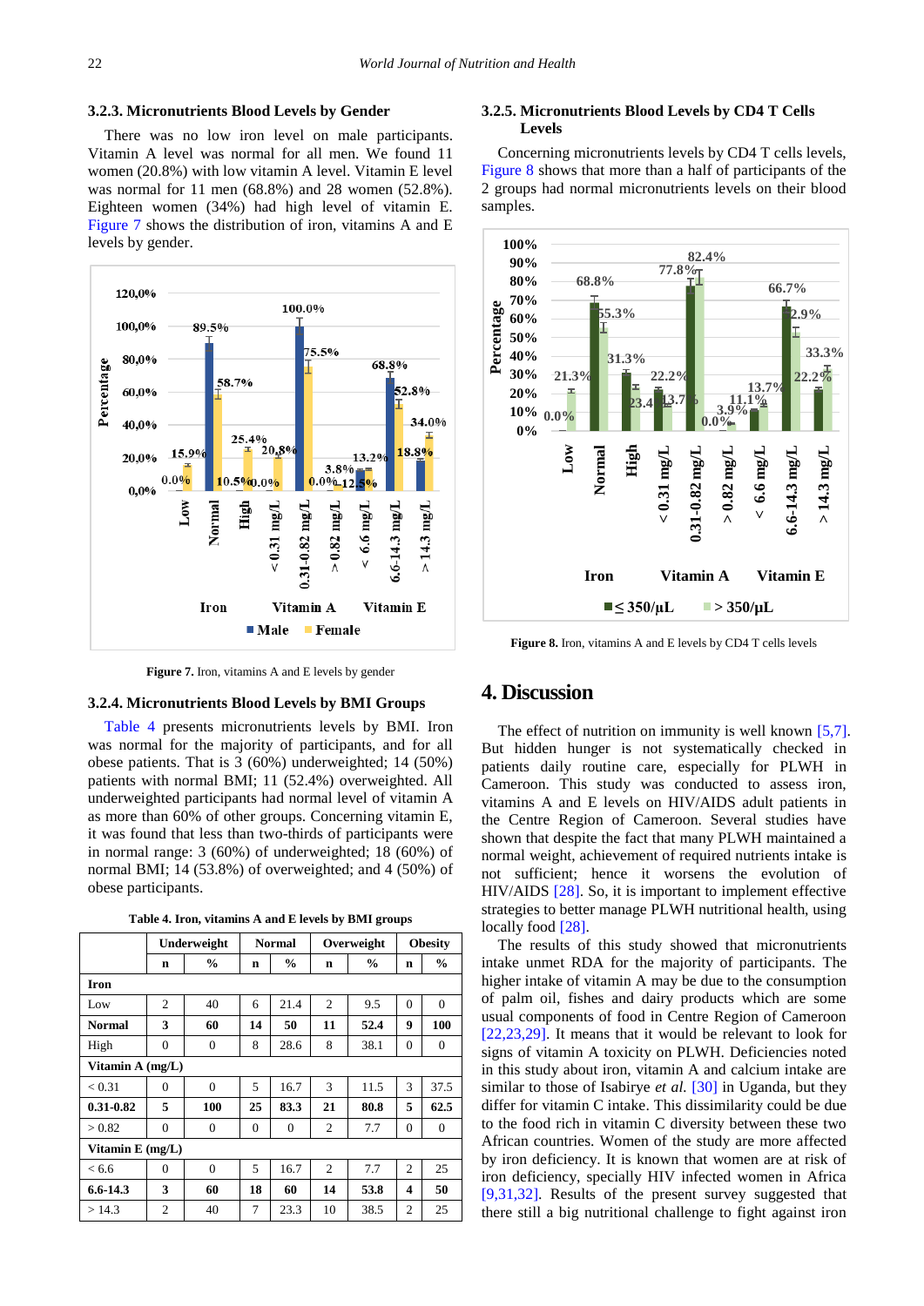### 3.2.3. Micronutrients Blood Levels by Gender

There was no low iron level on male participants. Vitamin A level was normal for all men. We found 11 women (20.8%) with low vitamin A level. Vitamin E level was normal for 11 men (68.8%) and 28 women (52.8%). Eighteen women (34%) had high level of vitamin E. Figure 7 shows the distribution of iron, vitamins A and E levels by gender.

**Figure 7.** Iron, vitamins A and E levels by gender

### 3.2.4. Micronutrients Blood Levels by BMI Groups

Table 4 presents micronutrients levels by BMI. Iron was normal for the majority of participants, and for all obese patients. That is 3 (60%) underweighted; 14 (50%) patients with normal BMI; 11 (52.4%) overweighted. All underweighted participants had normal level of vitamin A as more than 60% of other groups. Concerning vitamin E, it was found that less than two-thirds of participants were in normal range: 3 (60%) of underweighted; 18 (60%) of normal BMI; 14 (53.8%) of overweighted; and 4 (50%) of obese participants.

**Table 4. Iron, vitamins A and E levels by BMI groups**

| | Underweight | | Normal | | Overweight | | Obesity | |
|---|---|---|---|---|---|---|---|---|
| | **n** | **%** | **n** | **%** | **n** | **%** | **n** | **%** |
| **Iron** | | | | | | | | |
| Low | 2 | 40 | 6 | 21.4 | 2 | 9.5 | 0 | 0 |
| **Normal** | **3** | **60** | **14** | **50** | **11** | **52.4** | **9** | **100** |
| High | 0 | 0 | 8 | 28.6 | 8 | 38.1 | 0 | 0 |
| **Vitamin A (mg/L)** | | | | | | | | |
| < 0.31 | 0 | 0 | 5 | 16.7 | 3 | 11.5 | 3 | 37.5 |
| **0.31-0.82** | **5** | **100** | **25** | **83.3** | **21** | **80.8** | **5** | **62.5** |
| > 0.82 | 0 | 0 | 0 | 0 | 2 | 7.7 | 0 | 0 |
| **Vitamin E (mg/L)** | | | | | | | | |
| < 6.6 | 0 | 0 | 5 | 16.7 | 2 | 7.7 | 2 | 25 |
| **6.6-14.3** | **3** | **60** | **18** | **60** | **14** | **53.8** | **4** | **50** |
| > 14.3 | 2 | 40 | 7 | 23.3 | 10 | 38.5 | 2 | 25 |

### 3.2.5. Micronutrients Blood Levels by CD4 T Cells Levels

Concerning micronutrients levels by CD4 T cells levels, Figure 8 shows that more than a half of participants of the 2 groups had normal micronutrients levels on their blood samples.

**Figure 8.** Iron, vitamins A and E levels by CD4 T cells levels

## 4. Discussion

The effect of nutrition on immunity is well known [5,7]. But hidden hunger is not systematically checked in patients daily routine care, especially for PLWH in Cameroon. This study was conducted to assess iron, vitamins A and E levels on HIV/AIDS adult patients in the Centre Region of Cameroon. Several studies have shown that despite the fact that many PLWH maintained a normal weight, achievement of required nutrients intake is not sufficient; hence it worsens the evolution of HIV/AIDS [28]. So, it is important to implement effective strategies to better manage PLWH nutritional health, using locally food [28].

The results of this study showed that micronutrients intake unmet RDA for the majority of participants. The higher intake of vitamin A may be due to the consumption of palm oil, fishes and dairy products which are some usual components of food in Centre Region of Cameroon [22,23,29]. It means that it would be relevant to look for signs of vitamin A toxicity on PLWH. Deficiencies noted in this study about iron, vitamin A and calcium intake are similar to those of Isabirye *et al.* [30] in Uganda, but they differ for vitamin C intake. This dissimilarity could be due to the food rich in vitamin C diversity between these two African countries. Women of the study are more affected by iron deficiency. It is known that women are at risk of iron deficiency, specially HIV infected women in Africa [9,31,32]. Results of the present survey suggested that there still a big nutritional challenge to fight against iron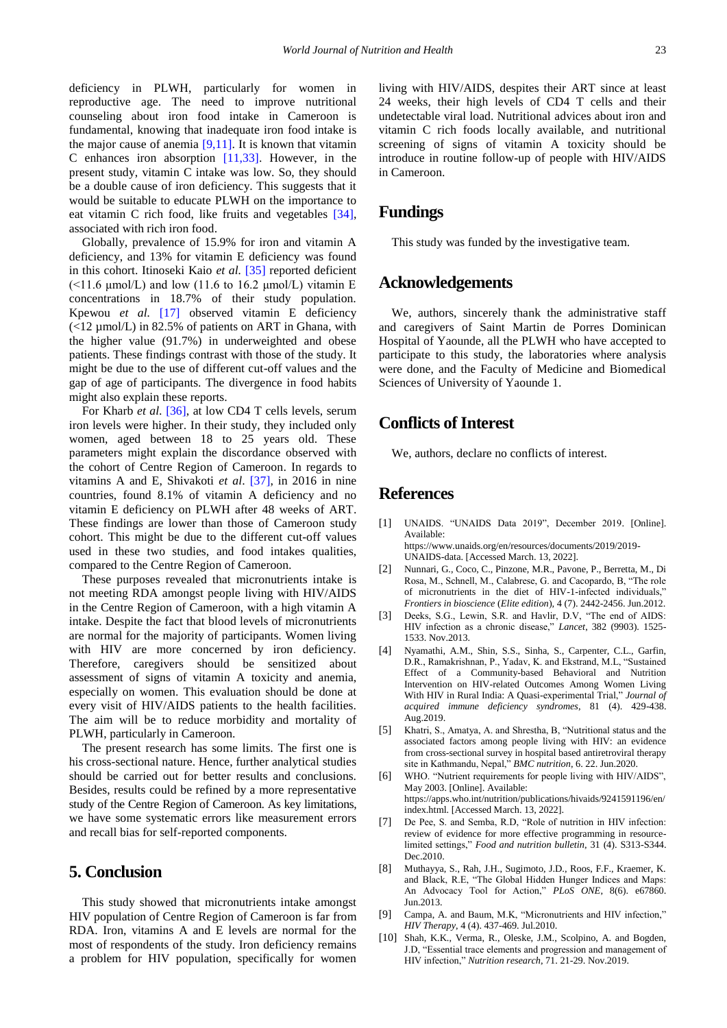deficiency in PLWH, particularly for women in reproductive age. The need to improve nutritional counseling about iron food intake in Cameroon is fundamental, knowing that inadequate iron food intake is the major cause of anemia [9,11]. It is known that vitamin C enhances iron absorption [11,33]. However, in the present study, vitamin C intake was low. So, they should be a double cause of iron deficiency. This suggests that it would be suitable to educate PLWH on the importance to eat vitamin C rich food, like fruits and vegetables [34], associated with rich iron food.

Globally, prevalence of 15.9% for iron and vitamin A deficiency, and 13% for vitamin E deficiency was found in this cohort. Itinoseki Kaio *et al.* [35] reported deficient (<11.6 µmol/L) and low (11.6 to 16.2 µmol/L) vitamin E concentrations in 18.7% of their study population. Kpewou *et al.* [17] observed vitamin E deficiency (<12 µmol/L) in 82.5% of patients on ART in Ghana, with the higher value (91.7%) in underweighted and obese patients. These findings contrast with those of the study. It might be due to the use of different cut-off values and the gap of age of participants. The divergence in food habits might also explain these reports.

For Kharb *et al.* [36], at low CD4 T cells levels, serum iron levels were higher. In their study, they included only women, aged between 18 to 25 years old. These parameters might explain the discordance observed with the cohort of Centre Region of Cameroon. In regards to vitamins A and E, Shivakoti *et al.* [37], in 2016 in nine countries, found 8.1% of vitamin A deficiency and no vitamin E deficiency on PLWH after 48 weeks of ART. These findings are lower than those of Cameroon study cohort. This might be due to the different cut-off values used in these two studies, and food intakes qualities, compared to the Centre Region of Cameroon.

These purposes revealed that micronutrients intake is not meeting RDA amongst people living with HIV/AIDS in the Centre Region of Cameroon, with a high vitamin A intake. Despite the fact that blood levels of micronutrients are normal for the majority of participants. Women living with HIV are more concerned by iron deficiency. Therefore, caregivers should be sensitized about assessment of signs of vitamin A toxicity and anemia, especially on women. This evaluation should be done at every visit of HIV/AIDS patients to the health facilities. The aim will be to reduce morbidity and mortality of PLWH, particularly in Cameroon.

The present research has some limits. The first one is his cross-sectional nature. Hence, further analytical studies should be carried out for better results and conclusions. Besides, results could be refined by a more representative study of the Centre Region of Cameroon. As key limitations, we have some systematic errors like measurement errors and recall bias for self-reported components.

## 5. Conclusion

This study showed that micronutrients intake amongst HIV population of Centre Region of Cameroon is far from RDA. Iron, vitamins A and E levels are normal for the most of respondents of the study. Iron deficiency remains a problem for HIV population, specifically for women living with HIV/AIDS, despites their ART since at least 24 weeks, their high levels of CD4 T cells and their undetectable viral load. Nutritional advices about iron and vitamin C rich foods locally available, and nutritional screening of signs of vitamin A toxicity should be introduce in routine follow-up of people with HIV/AIDS in Cameroon.

## Fundings

This study was funded by the investigative team.

## Acknowledgements

We, authors, sincerely thank the administrative staff and caregivers of Saint Martin de Porres Dominican Hospital of Yaounde, all the PLWH who have accepted to participate to this study, the laboratories where analysis were done, and the Faculty of Medicine and Biomedical Sciences of University of Yaounde 1.

## Conflicts of Interest

We, authors, declare no conflicts of interest.

## References

[1] UNAIDS. "UNAIDS Data 2019", December 2019. [Online]. Available: https://www.unaids.org/en/resources/documents/2019/2019-UNAIDS-data. [Accessed March. 13, 2022].

[2] Nunnari, G., Coco, C., Pinzone, M.R., Pavone, P., Berretta, M., Di Rosa, M., Schnell, M., Calabrese, G. and Cacopardo, B, "The role of micronutrients in the diet of HIV-1-infected individuals," *Frontiers in bioscience* (*Elite edition*), 4 (7). 2442-2456. Jun.2012.

[3] Deeks, S.G., Lewin, S.R. and Havlir, D.V, "The end of AIDS: HIV infection as a chronic disease," *Lancet*, 382 (9903). 1525-1533. Nov.2013.

[4] Nyamathi, A.M., Shin, S.S., Sinha, S., Carpenter, C.L., Garfin, D.R., Ramakrishnan, P., Yadav, K. and Ekstrand, M.L, "Sustained Effect of a Community-based Behavioral and Nutrition Intervention on HIV-related Outcomes Among Women Living With HIV in Rural India: A Quasi-experimental Trial," *Journal of acquired immune deficiency syndromes*, 81 (4). 429-438. Aug.2019.

[5] Khatri, S., Amatya, A. and Shrestha, B, "Nutritional status and the associated factors among people living with HIV: an evidence from cross-sectional survey in hospital based antiretroviral therapy site in Kathmandu, Nepal," *BMC nutrition*, 6. 22. Jun.2020.

[6] WHO. "Nutrient requirements for people living with HIV/AIDS", May 2003. [Online]. Available: https://apps.who.int/nutrition/publications/hivaids/9241591196/en/index.html. [Accessed March. 13, 2022].

[7] De Pee, S. and Semba, R.D, "Role of nutrition in HIV infection: review of evidence for more effective programming in resource-limited settings," *Food and nutrition bulletin*, 31 (4). S313-S344. Dec.2010.

[8] Muthayya, S., Rah, J.H., Sugimoto, J.D., Roos, F.F., Kraemer, K. and Black, R.E, "The Global Hidden Hunger Indices and Maps: An Advocacy Tool for Action," *PLoS ONE*, 8(6). e67860. Jun.2013.

[9] Campa, A. and Baum, M.K, "Micronutrients and HIV infection," *HIV Therapy*, 4 (4). 437-469. Jul.2010.

[10] Shah, K.K., Verma, R., Oleske, J.M., Scolpino, A. and Bogden, J.D, "Essential trace elements and progression and management of HIV infection," *Nutrition research*, 71. 21-29. Nov.2019.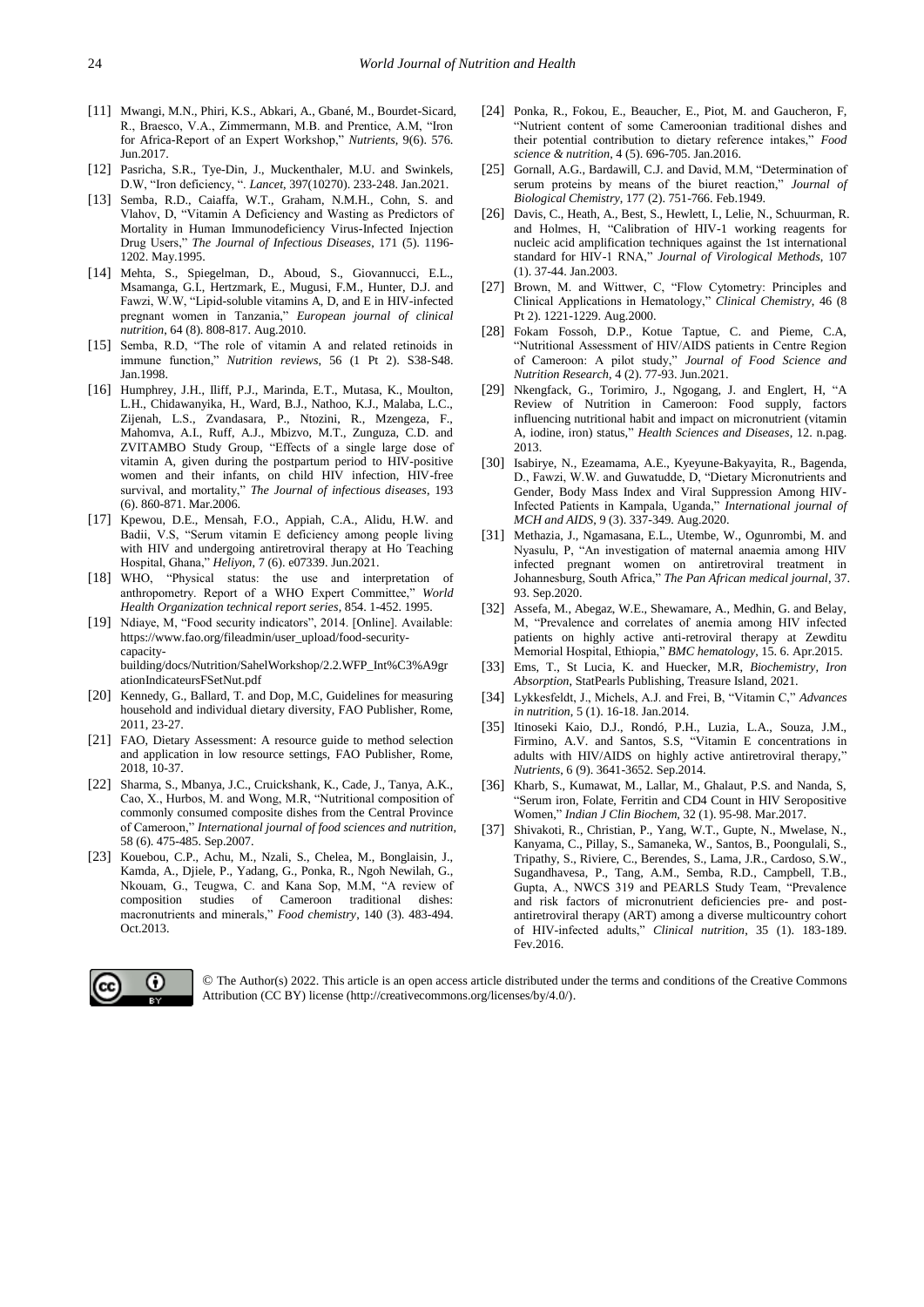[11] Mwangi, M.N., Phiri, K.S., Abkari, A., Gbané, M., Bourdet-Sicard, R., Braesco, V.A., Zimmermann, M.B. and Prentice, A.M, "Iron for Africa-Report of an Expert Workshop," *Nutrients*, 9(6). 576. Jun.2017.

[12] Pasricha, S.R., Tye-Din, J., Muckenthaler, M.U. and Swinkels, D.W, "Iron deficiency, ". *Lancet*, 397(10270). 233-248. Jan.2021.

[13] Semba, R.D., Caiaffa, W.T., Graham, N.M.H., Cohn, S. and Vlahov, D, "Vitamin A Deficiency and Wasting as Predictors of Mortality in Human Immunodeficiency Virus-Infected Injection Drug Users," *The Journal of Infectious Diseases*, 171 (5). 1196-1202. May.1995.

[14] Mehta, S., Spiegelman, D., Aboud, S., Giovannucci, E.L., Msamanga, G.I., Hertzmark, E., Mugusi, F.M., Hunter, D.J. and Fawzi, W.W, "Lipid-soluble vitamins A, D, and E in HIV-infected pregnant women in Tanzania," *European journal of clinical nutrition*, 64 (8). 808-817. Aug.2010.

[15] Semba, R.D, "The role of vitamin A and related retinoids in immune function," *Nutrition reviews*, 56 (1 Pt 2). S38-S48. Jan.1998.

[16] Humphrey, J.H., Iliff, P.J., Marinda, E.T., Mutasa, K., Moulton, L.H., Chidawanyika, H., Ward, B.J., Nathoo, K.J., Malaba, L.C., Zijenah, L.S., Zvandasara, P., Ntozini, R., Mzengeza, F., Mahomva, A.I., Ruff, A.J., Mbizvo, M.T., Zunguza, C.D. and ZVITAMBO Study Group, "Effects of a single large dose of vitamin A, given during the postpartum period to HIV-positive women and their infants, on child HIV infection, HIV-free survival, and mortality," *The Journal of infectious diseases*, 193 (6). 860-871. Mar.2006.

[17] Kpewou, D.E., Mensah, F.O., Appiah, C.A., Alidu, H.W. and Badii, V.S, "Serum vitamin E deficiency among people living with HIV and undergoing antiretroviral therapy at Ho Teaching Hospital, Ghana," *Heliyon*, 7 (6). e07339. Jun.2021.

[18] WHO, "Physical status: the use and interpretation of anthropometry. Report of a WHO Expert Committee," *World Health Organization technical report series*, 854. 1-452. 1995.

[19] Ndiaye, M, "Food security indicators", 2014. [Online]. Available: https://www.fao.org/fileadmin/user_upload/food-security-capacity-building/docs/Nutrition/SahelWorkshop/2.2.WFP_Int%C3%A9grationIndicateursFSetNut.pdf

[20] Kennedy, G., Ballard, T. and Dop, M.C, Guidelines for measuring household and individual dietary diversity, FAO Publisher, Rome, 2011, 23-27.

[21] FAO, Dietary Assessment: A resource guide to method selection and application in low resource settings, FAO Publisher, Rome, 2018, 10-37.

[22] Sharma, S., Mbanya, J.C., Cruickshank, K., Cade, J., Tanya, A.K., Cao, X., Hurbos, M. and Wong, M.R, "Nutritional composition of commonly consumed composite dishes from the Central Province of Cameroon," *International journal of food sciences and nutrition*, 58 (6). 475-485. Sep.2007.

[23] Kouebou, C.P., Achu, M., Nzali, S., Chelea, M., Bonglaisin, J., Kamda, A., Djiele, P., Yadang, G., Ponka, R., Ngoh Newilah, G., Nkouam, G., Teugwa, C. and Kana Sop, M.M, "A review of composition studies of Cameroon traditional dishes: macronutrients and minerals," *Food chemistry*, 140 (3). 483-494. Oct.2013.

[24] Ponka, R., Fokou, E., Beaucher, E., Piot, M. and Gaucheron, F, "Nutrient content of some Cameroonian traditional dishes and their potential contribution to dietary reference intakes," *Food science & nutrition*, 4 (5). 696-705. Jan.2016.

[25] Gornall, A.G., Bardawill, C.J. and David, M.M, "Determination of serum proteins by means of the biuret reaction," *Journal of Biological Chemistry*, 177 (2). 751-766. Feb.1949.

[26] Davis, C., Heath, A., Best, S., Hewlett, I., Lelie, N., Schuurman, R. and Holmes, H, "Calibration of HIV-1 working reagents for nucleic acid amplification techniques against the 1st international standard for HIV-1 RNA," *Journal of Virological Methods*, 107 (1). 37-44. Jan.2003.

[27] Brown, M. and Wittwer, C, "Flow Cytometry: Principles and Clinical Applications in Hematology," *Clinical Chemistry*, 46 (8 Pt 2). 1221-1229. Aug.2000.

[28] Fokam Fossoh, D.P., Kotue Taptue, C. and Pieme, C.A, "Nutritional Assessment of HIV/AIDS patients in Centre Region of Cameroon: A pilot study," *Journal of Food Science and Nutrition Research*, 4 (2). 77-93. Jun.2021.

[29] Nkengfack, G., Torimiro, J., Ngogang, J. and Englert, H, "A Review of Nutrition in Cameroon: Food supply, factors influencing nutritional habit and impact on micronutrient (vitamin A, iodine, iron) status," *Health Sciences and Diseases*, 12. n.pag. 2013.

[30] Isabirye, N., Ezeamama, A.E., Kyeyune-Bakyayita, R., Bagenda, D., Fawzi, W.W. and Guwatudde, D, "Dietary Micronutrients and Gender, Body Mass Index and Viral Suppression Among HIV-Infected Patients in Kampala, Uganda," *International journal of MCH and AIDS*, 9 (3). 337-349. Aug.2020.

[31] Methazia, J., Ngamasana, E.L., Utembe, W., Ogunrombi, M. and Nyasulu, P, "An investigation of maternal anaemia among HIV infected pregnant women on antiretroviral treatment in Johannesburg, South Africa," *The Pan African medical journal*, 37. 93. Sep.2020.

[32] Assefa, M., Abegaz, W.E., Shewamare, A., Medhin, G. and Belay, M, "Prevalence and correlates of anemia among HIV infected patients on highly active anti-retroviral therapy at Zewditu Memorial Hospital, Ethiopia," *BMC hematology*, 15. 6. Apr.2015.

[33] Ems, T., St Lucia, K. and Huecker, M.R, *Biochemistry, Iron Absorption*, StatPearls Publishing, Treasure Island, 2021.

[34] Lykkesfeldt, J., Michels, A.J. and Frei, B, "Vitamin C," *Advances in nutrition*, 5 (1). 16-18. Jan.2014.

[35] Itinoseki Kaio, D.J., Rondó, P.H., Luzia, L.A., Souza, J.M., Firmino, A.V. and Santos, S.S, "Vitamin E concentrations in adults with HIV/AIDS on highly active antiretroviral therapy," *Nutrients*, 6 (9). 3641-3652. Sep.2014.

[36] Kharb, S., Kumawat, M., Lallar, M., Ghalaut, P.S. and Nanda, S, "Serum iron, Folate, Ferritin and CD4 Count in HIV Seropositive Women," *Indian J Clin Biochem*, 32 (1). 95-98. Mar.2017.

[37] Shivakoti, R., Christian, P., Yang, W.T., Gupte, N., Mwelase, N., Kanyama, C., Pillay, S., Samaneka, W., Santos, B., Poongulali, S., Tripathy, S., Riviere, C., Berendes, S., Lama, J.R., Cardoso, S.W., Sugandhavesa, P., Tang, A.M., Semba, R.D., Campbell, T.B., Gupta, A., NWCS 319 and PEARLS Study Team, "Prevalence and risk factors of micronutrient deficiencies pre- and post-antiretroviral therapy (ART) among a diverse multicountry cohort of HIV-infected adults," *Clinical nutrition*, 35 (1). 183-189. Fev.2016.

© The Author(s) 2022. This article is an open access article distributed under the terms and conditions of the Creative Commons Attribution (CC BY) license (http://creativecommons.org/licenses/by/4.0/).